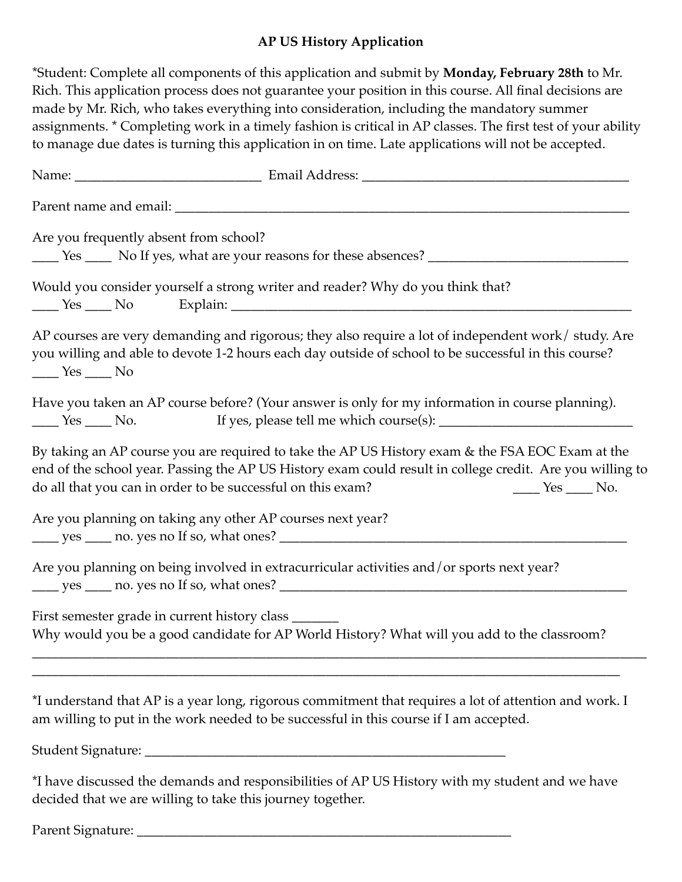# AP US History Application

*Student: Complete all components of this application and submit by **Monday, February 28th** to Mr. Rich. This application process does not guarantee your position in this course. All final decisions are made by Mr. Rich, who takes everything into consideration, including the mandatory summer assignments. * Completing work in a timely fashion is critical in AP classes. The first test of your ability to manage due dates is turning this application in on time. Late applications will not be accepted.

Name: ____________________________ Email Address: ________________________________________

Parent name and email: ______________________________________________________________________

Are you frequently absent from school?
____ Yes ____ No If yes, what are your reasons for these absences? ______________________________

Would you consider yourself a strong writer and reader? Why do you think that?
____ Yes ____ No Explain: _____________________________________________________________

AP courses are very demanding and rigorous; they also require a lot of independent work/ study. Are you willing and able to devote 1-2 hours each day outside of school to be successful in this course?
____ Yes ____ No

Have you taken an AP course before? (Your answer is only for my information in course planning).
____ Yes ____ No. If yes, please tell me which course(s): ____________________________

By taking an AP course you are required to take the AP US History exam & the FSA EOC Exam at the end of the school year. Passing the AP US History exam could result in college credit. Are you willing to do all that you can in order to be successful on this exam? ____ Yes ____ No.

Are you planning on taking any other AP courses next year?
____ yes ____ no. yes no If so, what ones? _____________________________________________________

Are you planning on being involved in extracurricular activities and/or sports next year?
____ yes ____ no. yes no If so, what ones? _____________________________________________________

First semester grade in current history class _______
Why would you be a good candidate for AP World History? What will you add to the classroom?
_____________________________________________________________________________________________
_____________________________________________________________________________________________

*I understand that AP is a year long, rigorous commitment that requires a lot of attention and work. I am willing to put in the work needed to be successful in this course if I am accepted.

Student Signature: ________________________________________________________

*I have discussed the demands and responsibilities of AP US History with my student and we have decided that we are willing to take this journey together.

Parent Signature: __________________________________________________________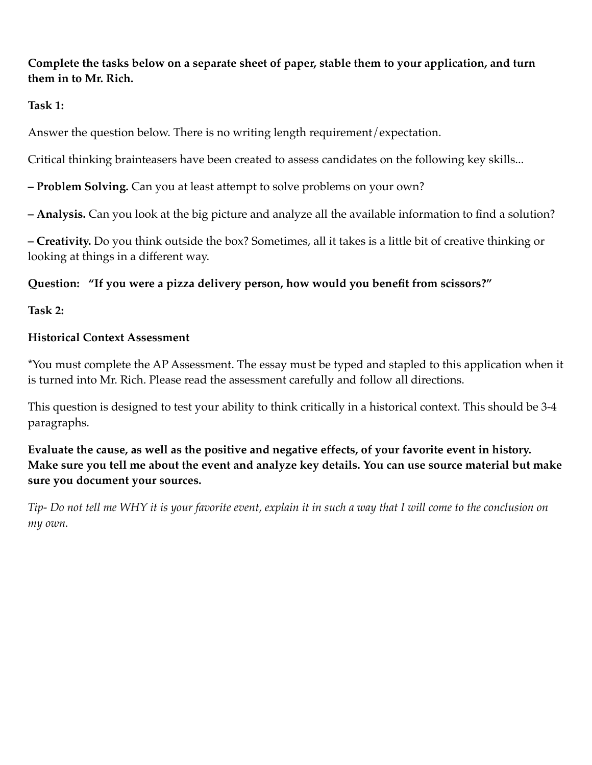**Complete the tasks below on a separate sheet of paper, stable them to your application, and turn them in to Mr. Rich.**

**Task 1:**

Answer the question below. There is no writing length requirement/expectation.

Critical thinking brainteasers have been created to assess candidates on the following key skills...

**– Problem Solving.** Can you at least attempt to solve problems on your own?

**– Analysis.** Can you look at the big picture and analyze all the available information to find a solution?

**– Creativity.** Do you think outside the box? Sometimes, all it takes is a little bit of creative thinking or looking at things in a different way.

**Question: "If you were a pizza delivery person, how would you benefit from scissors?"**

**Task 2:**

**Historical Context Assessment**

*You must complete the AP Assessment. The essay must be typed and stapled to this application when it is turned into Mr. Rich. Please read the assessment carefully and follow all directions.

This question is designed to test your ability to think critically in a historical context. This should be 3-4 paragraphs.

**Evaluate the cause, as well as the positive and negative effects, of your favorite event in history. Make sure you tell me about the event and analyze key details. You can use source material but make sure you document your sources.**

*Tip- Do not tell me WHY it is your favorite event, explain it in such a way that I will come to the conclusion on my own.*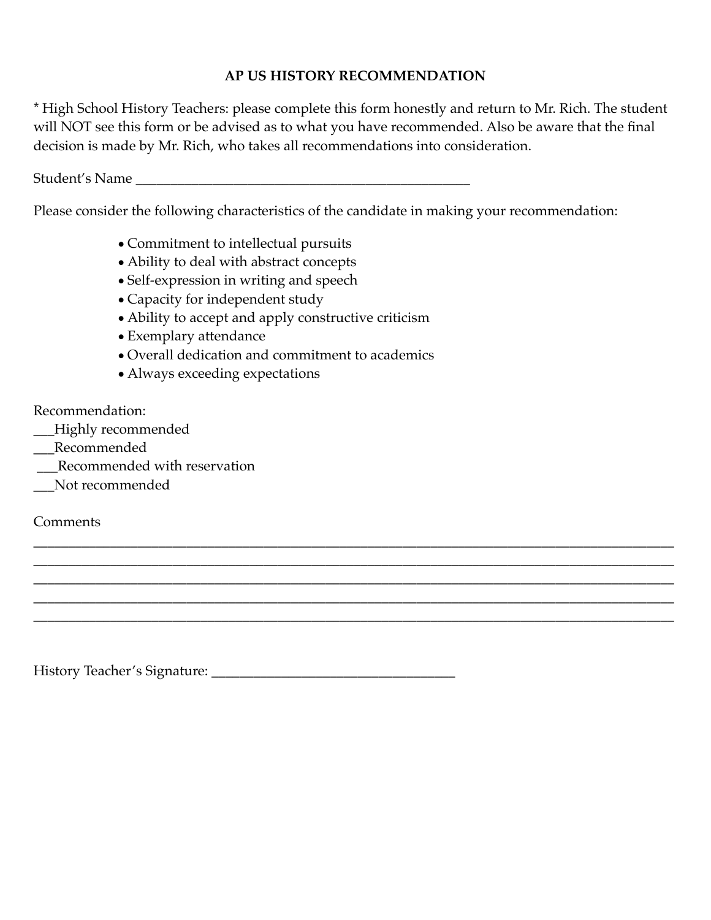# AP US HISTORY RECOMMENDATION

* High School History Teachers: please complete this form honestly and return to Mr. Rich. The student will NOT see this form or be advised as to what you have recommended. Also be aware that the final decision is made by Mr. Rich, who takes all recommendations into consideration.

Student's Name _______________________________________________

Please consider the following characteristics of the candidate in making your recommendation:

- Commitment to intellectual pursuits
- Ability to deal with abstract concepts
- Self-expression in writing and speech
- Capacity for independent study
- Ability to accept and apply constructive criticism
- Exemplary attendance
- Overall dedication and commitment to academics
- Always exceeding expectations

Recommendation:

___Highly recommended

___Recommended

___Recommended with reservation

___Not recommended

Comments

___________________________________________________________________________________________

___________________________________________________________________________________________

___________________________________________________________________________________________

___________________________________________________________________________________________

___________________________________________________________________________________________

History Teacher's Signature: ______________________________